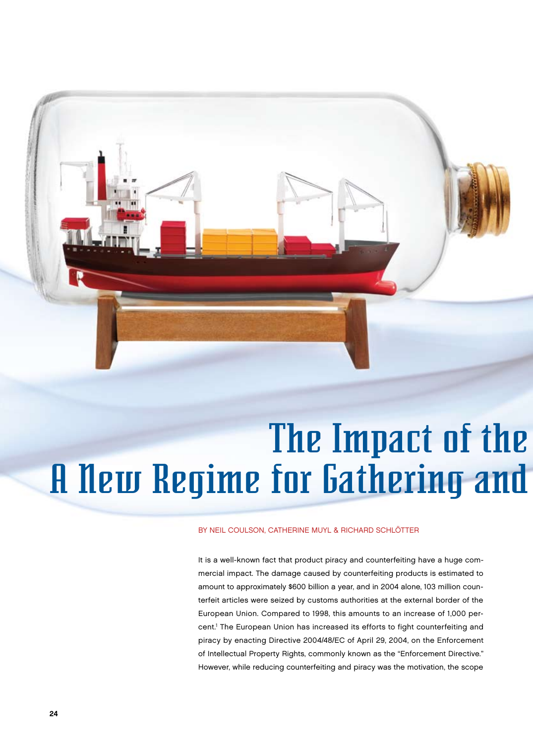# The Impact of the A New Regime for Gathering and

BY NEIL COULSON, CATHERINE MUYL & RICHARD SCHLÖTTER

It is a well-known fact that product piracy and counterfeiting have a huge commercial impact. The damage caused by counterfeiting products is estimated to amount to approximately $600 billion a year, and in 2004 alone, 103 million counterfeit articles were seized by customs authorities at the external border of the European Union. Compared to 1998, this amounts to an increase of 1,000 percent.[1] The European Union has increased its efforts to fight counterfeiting and piracy by enacting Directive 2004/48/EC of April 29, 2004, on the Enforcement of Intellectual Property Rights, commonly known as the "Enforcement Directive." However, while reducing counterfeiting and piracy was the motivation, the scope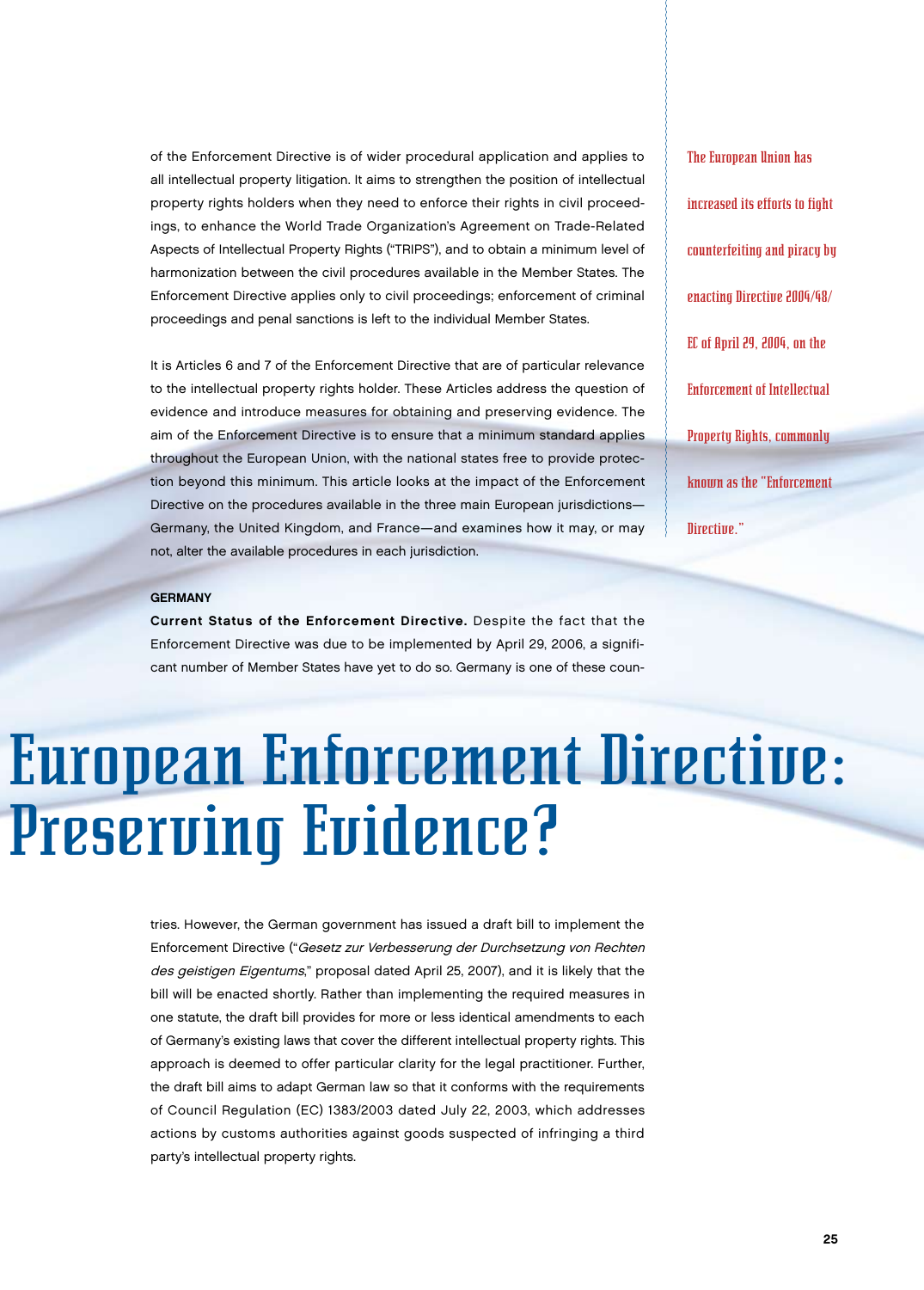of the Enforcement Directive is of wider procedural application and applies to all intellectual property litigation. It aims to strengthen the position of intellectual property rights holders when they need to enforce their rights in civil proceedings, to enhance the World Trade Organization's Agreement on Trade-Related Aspects of Intellectual Property Rights ("TRIPS"), and to obtain a minimum level of harmonization between the civil procedures available in the Member States. The Enforcement Directive applies only to civil proceedings; enforcement of criminal proceedings and penal sanctions is left to the individual Member States.

It is Articles 6 and 7 of the Enforcement Directive that are of particular relevance to the intellectual property rights holder. These Articles address the question of evidence and introduce measures for obtaining and preserving evidence. The aim of the Enforcement Directive is to ensure that a minimum standard applies throughout the European Union, with the national states free to provide protection beyond this minimum. This article looks at the impact of the Enforcement Directive on the procedures available in the three main European jurisdictions—Germany, the United Kingdom, and France—and examines how it may, or may not, alter the available procedures in each jurisdiction.

The European Union has increased its efforts to fight counterfeiting and piracy by enacting Directive 2004/48/EC of April 29, 2004, on the Enforcement of Intellectual Property Rights, commonly known as the "Enforcement Directive."

# European Enforcement Directive: Preserving Evidence?

## GERMANY

**Current Status of the Enforcement Directive.** Despite the fact that the Enforcement Directive was due to be implemented by April 29, 2006, a significant number of Member States have yet to do so. Germany is one of these countries. However, the German government has issued a draft bill to implement the Enforcement Directive ("*Gesetz zur Verbesserung der Durchsetzung von Rechten des geistigen Eigentums*," proposal dated April 25, 2007), and it is likely that the bill will be enacted shortly. Rather than implementing the required measures in one statute, the draft bill provides for more or less identical amendments to each of Germany's existing laws that cover the different intellectual property rights. This approach is deemed to offer particular clarity for the legal practitioner. Further, the draft bill aims to adapt German law so that it conforms with the requirements of Council Regulation (EC) 1383/2003 dated July 22, 2003, which addresses actions by customs authorities against goods suspected of infringing a third party's intellectual property rights.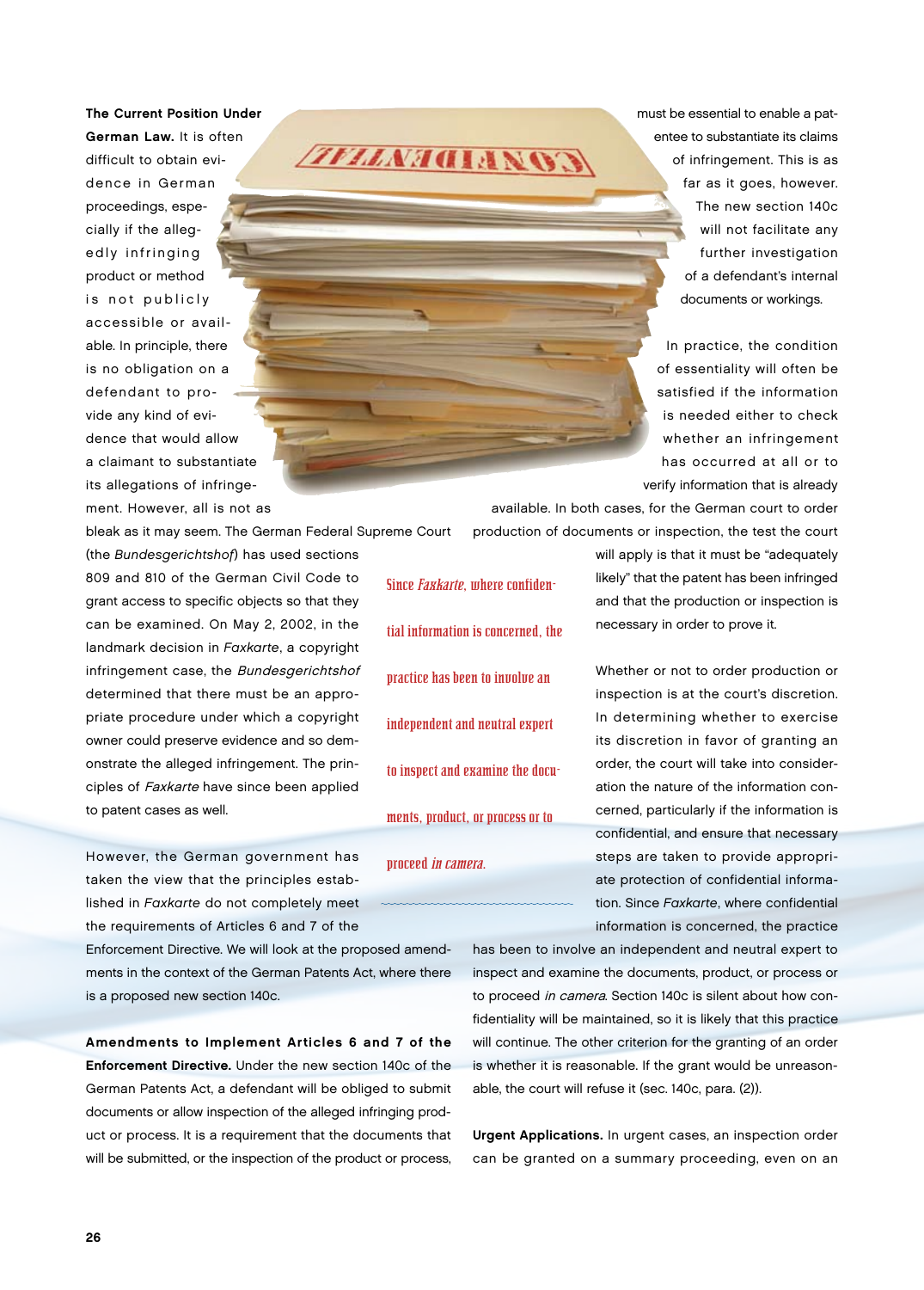**The Current Position Under German Law.** It is often difficult to obtain evidence in German proceedings, especially if the allegedly infringing product or method is not publicly accessible or available. In principle, there is no obligation on a defendant to provide any kind of evidence that would allow a claimant to substantiate its allegations of infringement. However, all is not as bleak as it may seem. The German Federal Supreme Court (the *Bundesgerichtshof*) has used sections 809 and 810 of the German Civil Code to grant access to specific objects so that they can be examined. On May 2, 2002, in the landmark decision in *Faxkarte*, a copyright infringement case, the *Bundesgerichtshof* determined that there must be an appropriate procedure under which a copyright owner could preserve evidence and so demonstrate the alleged infringement. The principles of *Faxkarte* have since been applied to patent cases as well.

However, the German government has taken the view that the principles established in *Faxkarte* do not completely meet the requirements of Articles 6 and 7 of the Enforcement Directive. We will look at the proposed amendments in the context of the German Patents Act, where there is a proposed new section 140c.

**Amendments to Implement Articles 6 and 7 of the Enforcement Directive.** Under the new section 140c of the German Patents Act, a defendant will be obliged to submit documents or allow inspection of the alleged infringing product or process. It is a requirement that the documents that will be submitted, or the inspection of the product or process, must be essential to enable a patentee to substantiate its claims of infringement. This is as far as it goes, however. The new section 140c will not facilitate any further investigation of a defendant's internal documents or workings.

In practice, the condition of essentiality will often be satisfied if the information is needed either to check whether an infringement has occurred at all or to verify information that is already available. In both cases, for the German court to order production of documents or inspection, the test the court will apply is that it must be "adequately likely" that the patent has been infringed and that the production or inspection is necessary in order to prove it.

Whether or not to order production or inspection is at the court's discretion. In determining whether to exercise its discretion in favor of granting an order, the court will take into consideration the nature of the information concerned, particularly if the information is confidential, and ensure that necessary steps are taken to provide appropriate protection of confidential information. Since *Faxkarte*, where confidential information is concerned, the practice has been to involve an independent and neutral expert to inspect and examine the documents, product, or process or to proceed *in camera*. Section 140c is silent about how confidentiality will be maintained, so it is likely that this practice will continue. The other criterion for the granting of an order is whether it is reasonable. If the grant would be unreasonable, the court will refuse it (sec. 140c, para. (2)).

> Since *Faxkarte*, where confidential information is concerned, the practice has been to involve an independent and neutral expert to inspect and examine the documents, product, or process or to proceed *in camera*.

**Urgent Applications.** In urgent cases, an inspection order can be granted on a summary proceeding, even on an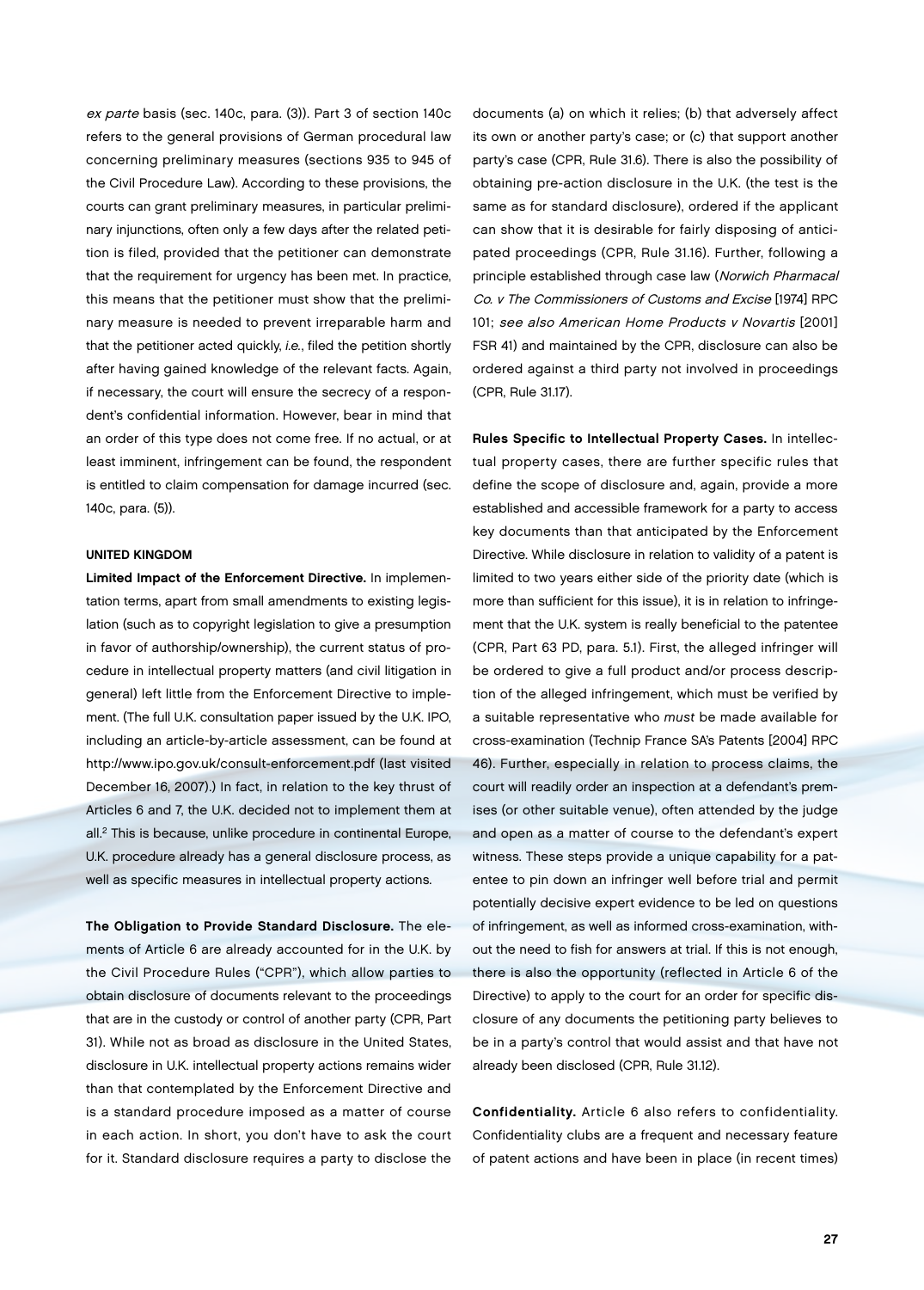*ex parte* basis (sec. 140c, para. (3)). Part 3 of section 140c refers to the general provisions of German procedural law concerning preliminary measures (sections 935 to 945 of the Civil Procedure Law). According to these provisions, the courts can grant preliminary measures, in particular preliminary injunctions, often only a few days after the related petition is filed, provided that the petitioner can demonstrate that the requirement for urgency has been met. In practice, this means that the petitioner must show that the preliminary measure is needed to prevent irreparable harm and that the petitioner acted quickly, *i.e.*, filed the petition shortly after having gained knowledge of the relevant facts. Again, if necessary, the court will ensure the secrecy of a respondent's confidential information. However, bear in mind that an order of this type does not come free. If no actual, or at least imminent, infringement can be found, the respondent is entitled to claim compensation for damage incurred (sec. 140c, para. (5)).

### UNITED KINGDOM

**Limited Impact of the Enforcement Directive.** In implementation terms, apart from small amendments to existing legislation (such as to copyright legislation to give a presumption in favor of authorship/ownership), the current status of procedure in intellectual property matters (and civil litigation in general) left little from the Enforcement Directive to implement. (The full U.K. consultation paper issued by the U.K. IPO, including an article-by-article assessment, can be found at http://www.ipo.gov.uk/consult-enforcement.pdf (last visited December 16, 2007).) In fact, in relation to the key thrust of Articles 6 and 7, the U.K. decided not to implement them at all.[2] This is because, unlike procedure in continental Europe, U.K. procedure already has a general disclosure process, as well as specific measures in intellectual property actions.

**The Obligation to Provide Standard Disclosure.** The elements of Article 6 are already accounted for in the U.K. by the Civil Procedure Rules ("CPR"), which allow parties to obtain disclosure of documents relevant to the proceedings that are in the custody or control of another party (CPR, Part 31). While not as broad as disclosure in the United States, disclosure in U.K. intellectual property actions remains wider than that contemplated by the Enforcement Directive and is a standard procedure imposed as a matter of course in each action. In short, you don't have to ask the court for it. Standard disclosure requires a party to disclose the documents (a) on which it relies; (b) that adversely affect its own or another party's case; or (c) that support another party's case (CPR, Rule 31.6). There is also the possibility of obtaining pre-action disclosure in the U.K. (the test is the same as for standard disclosure), ordered if the applicant can show that it is desirable for fairly disposing of anticipated proceedings (CPR, Rule 31.16). Further, following a principle established through case law (*Norwich Pharmacal Co. v The Commissioners of Customs and Excise* [1974] RPC 101; *see also American Home Products v Novartis* [2001] FSR 41) and maintained by the CPR, disclosure can also be ordered against a third party not involved in proceedings (CPR, Rule 31.17).

**Rules Specific to Intellectual Property Cases.** In intellectual property cases, there are further specific rules that define the scope of disclosure and, again, provide a more established and accessible framework for a party to access key documents than that anticipated by the Enforcement Directive. While disclosure in relation to validity of a patent is limited to two years either side of the priority date (which is more than sufficient for this issue), it is in relation to infringement that the U.K. system is really beneficial to the patentee (CPR, Part 63 PD, para. 5.1). First, the alleged infringer will be ordered to give a full product and/or process description of the alleged infringement, which must be verified by a suitable representative who *must* be made available for cross-examination (Technip France SA's Patents [2004] RPC 46). Further, especially in relation to process claims, the court will readily order an inspection at a defendant's premises (or other suitable venue), often attended by the judge and open as a matter of course to the defendant's expert witness. These steps provide a unique capability for a patentee to pin down an infringer well before trial and permit potentially decisive expert evidence to be led on questions of infringement, as well as informed cross-examination, without the need to fish for answers at trial. If this is not enough, there is also the opportunity (reflected in Article 6 of the Directive) to apply to the court for an order for specific disclosure of any documents the petitioning party believes to be in a party's control that would assist and that have not already been disclosed (CPR, Rule 31.12).

**Confidentiality.** Article 6 also refers to confidentiality. Confidentiality clubs are a frequent and necessary feature of patent actions and have been in place (in recent times)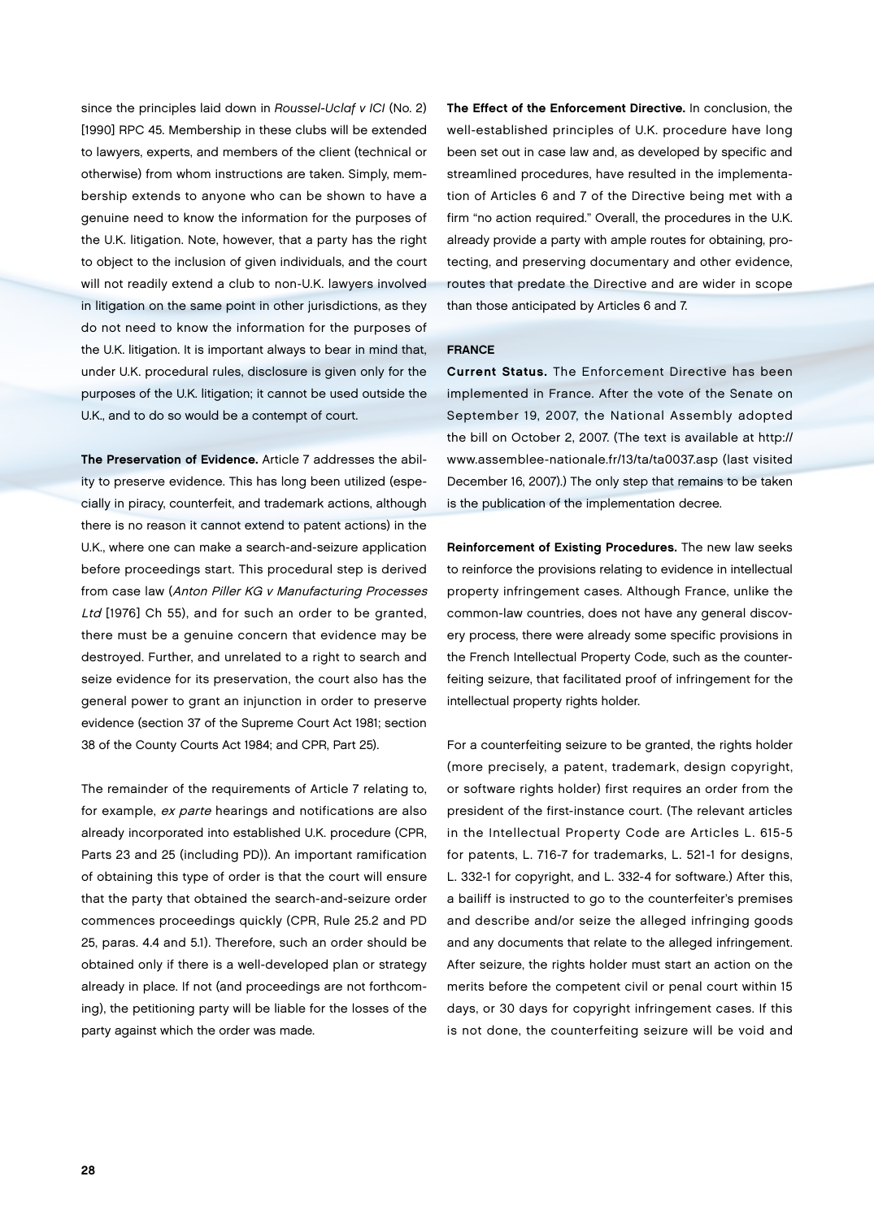since the principles laid down in *Roussel-Uclaf v ICI* (No. 2) [1990] RPC 45. Membership in these clubs will be extended to lawyers, experts, and members of the client (technical or otherwise) from whom instructions are taken. Simply, membership extends to anyone who can be shown to have a genuine need to know the information for the purposes of the U.K. litigation. Note, however, that a party has the right to object to the inclusion of given individuals, and the court will not readily extend a club to non-U.K. lawyers involved in litigation on the same point in other jurisdictions, as they do not need to know the information for the purposes of the U.K. litigation. It is important always to bear in mind that, under U.K. procedural rules, disclosure is given only for the purposes of the U.K. litigation; it cannot be used outside the U.K., and to do so would be a contempt of court.

**The Preservation of Evidence.** Article 7 addresses the ability to preserve evidence. This has long been utilized (especially in piracy, counterfeit, and trademark actions, although there is no reason it cannot extend to patent actions) in the U.K., where one can make a search-and-seizure application before proceedings start. This procedural step is derived from case law (*Anton Piller KG v Manufacturing Processes Ltd* [1976] Ch 55), and for such an order to be granted, there must be a genuine concern that evidence may be destroyed. Further, and unrelated to a right to search and seize evidence for its preservation, the court also has the general power to grant an injunction in order to preserve evidence (section 37 of the Supreme Court Act 1981; section 38 of the County Courts Act 1984; and CPR, Part 25).

The remainder of the requirements of Article 7 relating to, for example, *ex parte* hearings and notifications are also already incorporated into established U.K. procedure (CPR, Parts 23 and 25 (including PD)). An important ramification of obtaining this type of order is that the court will ensure that the party that obtained the search-and-seizure order commences proceedings quickly (CPR, Rule 25.2 and PD 25, paras. 4.4 and 5.1). Therefore, such an order should be obtained only if there is a well-developed plan or strategy already in place. If not (and proceedings are not forthcoming), the petitioning party will be liable for the losses of the party against which the order was made.

**The Effect of the Enforcement Directive.** In conclusion, the well-established principles of U.K. procedure have long been set out in case law and, as developed by specific and streamlined procedures, have resulted in the implementation of Articles 6 and 7 of the Directive being met with a firm "no action required." Overall, the procedures in the U.K. already provide a party with ample routes for obtaining, protecting, and preserving documentary and other evidence, routes that predate the Directive and are wider in scope than those anticipated by Articles 6 and 7.

## FRANCE

**Current Status.** The Enforcement Directive has been implemented in France. After the vote of the Senate on September 19, 2007, the National Assembly adopted the bill on October 2, 2007. (The text is available at http://www.assemblee-nationale.fr/13/ta/ta0037.asp (last visited December 16, 2007).) The only step that remains to be taken is the publication of the implementation decree.

**Reinforcement of Existing Procedures.** The new law seeks to reinforce the provisions relating to evidence in intellectual property infringement cases. Although France, unlike the common-law countries, does not have any general discovery process, there were already some specific provisions in the French Intellectual Property Code, such as the counterfeiting seizure, that facilitated proof of infringement for the intellectual property rights holder.

For a counterfeiting seizure to be granted, the rights holder (more precisely, a patent, trademark, design copyright, or software rights holder) first requires an order from the president of the first-instance court. (The relevant articles in the Intellectual Property Code are Articles L. 615-5 for patents, L. 716-7 for trademarks, L. 521-1 for designs, L. 332-1 for copyright, and L. 332-4 for software.) After this, a bailiff is instructed to go to the counterfeiter's premises and describe and/or seize the alleged infringing goods and any documents that relate to the alleged infringement. After seizure, the rights holder must start an action on the merits before the competent civil or penal court within 15 days, or 30 days for copyright infringement cases. If this is not done, the counterfeiting seizure will be void and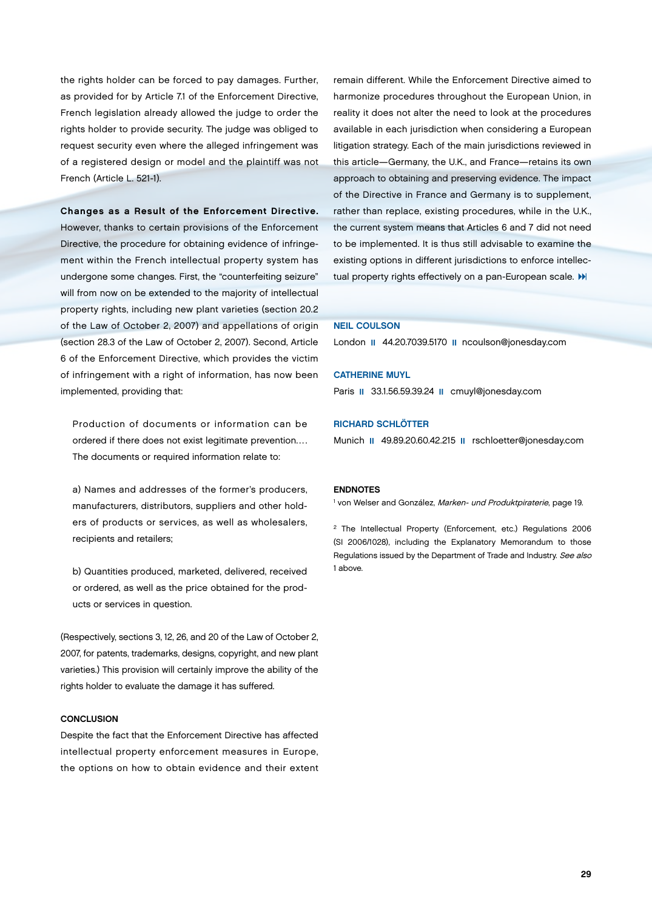the rights holder can be forced to pay damages. Further, as provided for by Article 7.1 of the Enforcement Directive, French legislation already allowed the judge to order the rights holder to provide security. The judge was obliged to request security even where the alleged infringement was of a registered design or model and the plaintiff was not French (Article L. 521-1).

**Changes as a Result of the Enforcement Directive.** However, thanks to certain provisions of the Enforcement Directive, the procedure for obtaining evidence of infringement within the French intellectual property system has undergone some changes. First, the "counterfeiting seizure" will from now on be extended to the majority of intellectual property rights, including new plant varieties (section 20.2 of the Law of October 2, 2007) and appellations of origin (section 28.3 of the Law of October 2, 2007). Second, Article 6 of the Enforcement Directive, which provides the victim of infringement with a right of information, has now been implemented, providing that:

> Production of documents or information can be ordered if there does not exist legitimate prevention.... The documents or required information relate to:
>
> a) Names and addresses of the former's producers, manufacturers, distributors, suppliers and other holders of products or services, as well as wholesalers, recipients and retailers;
>
> b) Quantities produced, marketed, delivered, received or ordered, as well as the price obtained for the products or services in question.

(Respectively, sections 3, 12, 26, and 20 of the Law of October 2, 2007, for patents, trademarks, designs, copyright, and new plant varieties.) This provision will certainly improve the ability of the rights holder to evaluate the damage it has suffered.

## CONCLUSION

Despite the fact that the Enforcement Directive has affected intellectual property enforcement measures in Europe, the options on how to obtain evidence and their extent remain different. While the Enforcement Directive aimed to harmonize procedures throughout the European Union, in reality it does not alter the need to look at the procedures available in each jurisdiction when considering a European litigation strategy. Each of the main jurisdictions reviewed in this article—Germany, the U.K., and France—retains its own approach to obtaining and preserving evidence. The impact of the Directive in France and Germany is to supplement, rather than replace, existing procedures, while in the U.K., the current system means that Articles 6 and 7 did not need to be implemented. It is thus still advisable to examine the existing options in different jurisdictions to enforce intellectual property rights effectively on a pan-European scale. ⏭

**NEIL COULSON**
London || 44.20.7039.5170 || ncoulson@jonesday.com

**CATHERINE MUYL**
Paris || 33.1.56.59.39.24 || cmuyl@jonesday.com

**RICHARD SCHLÖTTER**
Munich || 49.89.20.60.42.215 || rschloetter@jonesday.com

## ENDNOTES

[1] von Welser and González, *Marken- und Produktpiraterie*, page 19.

[2] The Intellectual Property (Enforcement, etc.) Regulations 2006 (SI 2006/1028), including the Explanatory Memorandum to those Regulations issued by the Department of Trade and Industry. *See also* 1 above.